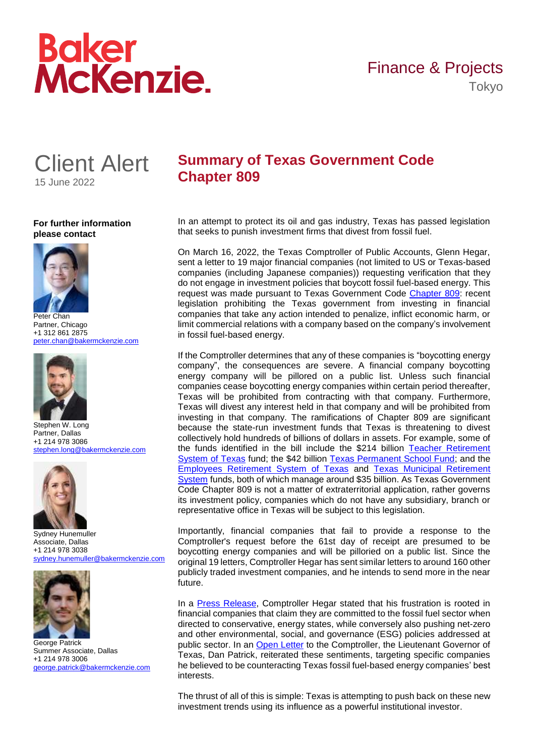Baker McKenzie.

Finance & Projects
Tokyo

# Client Alert

15 June 2022

## Summary of Texas Government Code Chapter 809

**For further information please contact**

Peter Chan
Partner, Chicago
+1 312 861 2875
peter.chan@bakermckenzie.com

Stephen W. Long
Partner, Dallas
+1 214 978 3086
stephen.long@bakermckenzie.com

Sydney Hunemuller
Associate, Dallas
+1 214 978 3038
sydney.hunemuller@bakermckenzie.com

George Patrick
Summer Associate, Dallas
+1 214 978 3006
george.patrick@bakermckenzie.com

In an attempt to protect its oil and gas industry, Texas has passed legislation that seeks to punish investment firms that divest from fossil fuel.

On March 16, 2022, the Texas Comptroller of Public Accounts, Glenn Hegar, sent a letter to 19 major financial companies (not limited to US or Texas-based companies (including Japanese companies)) requesting verification that they do not engage in investment policies that boycott fossil fuel-based energy. This request was made pursuant to Texas Government Code Chapter 809: recent legislation prohibiting the Texas government from investing in financial companies that take any action intended to penalize, inflict economic harm, or limit commercial relations with a company based on the company's involvement in fossil fuel-based energy.

If the Comptroller determines that any of these companies is "boycotting energy company", the consequences are severe. A financial company boycotting energy company will be pillored on a public list. Unless such financial companies cease boycotting energy companies within certain period thereafter, Texas will be prohibited from contracting with that company. Furthermore, Texas will divest any interest held in that company and will be prohibited from investing in that company. The ramifications of Chapter 809 are significant because the state-run investment funds that Texas is threatening to divest collectively hold hundreds of billions of dollars in assets. For example, some of the funds identified in the bill include the $214 billion Teacher Retirement System of Texas fund; the $42 billion Texas Permanent School Fund; and the Employees Retirement System of Texas and Texas Municipal Retirement System funds, both of which manage around $35 billion. As Texas Government Code Chapter 809 is not a matter of extraterritorial application, rather governs its investment policy, companies which do not have any subsidiary, branch or representative office in Texas will be subject to this legislation.

Importantly, financial companies that fail to provide a response to the Comptroller's request before the 61st day of receipt are presumed to be boycotting energy companies and will be pilloried on a public list. Since the original 19 letters, Comptroller Hegar has sent similar letters to around 160 other publicly traded investment companies, and he intends to send more in the near future.

In a Press Release, Comptroller Hegar stated that his frustration is rooted in financial companies that claim they are committed to the fossil fuel sector when directed to conservative, energy states, while conversely also pushing net-zero and other environmental, social, and governance (ESG) policies addressed at public sector. In an Open Letter to the Comptroller, the Lieutenant Governor of Texas, Dan Patrick, reiterated these sentiments, targeting specific companies he believed to be counteracting Texas fossil fuel-based energy companies' best interests.

The thrust of all of this is simple: Texas is attempting to push back on these new investment trends using its influence as a powerful institutional investor.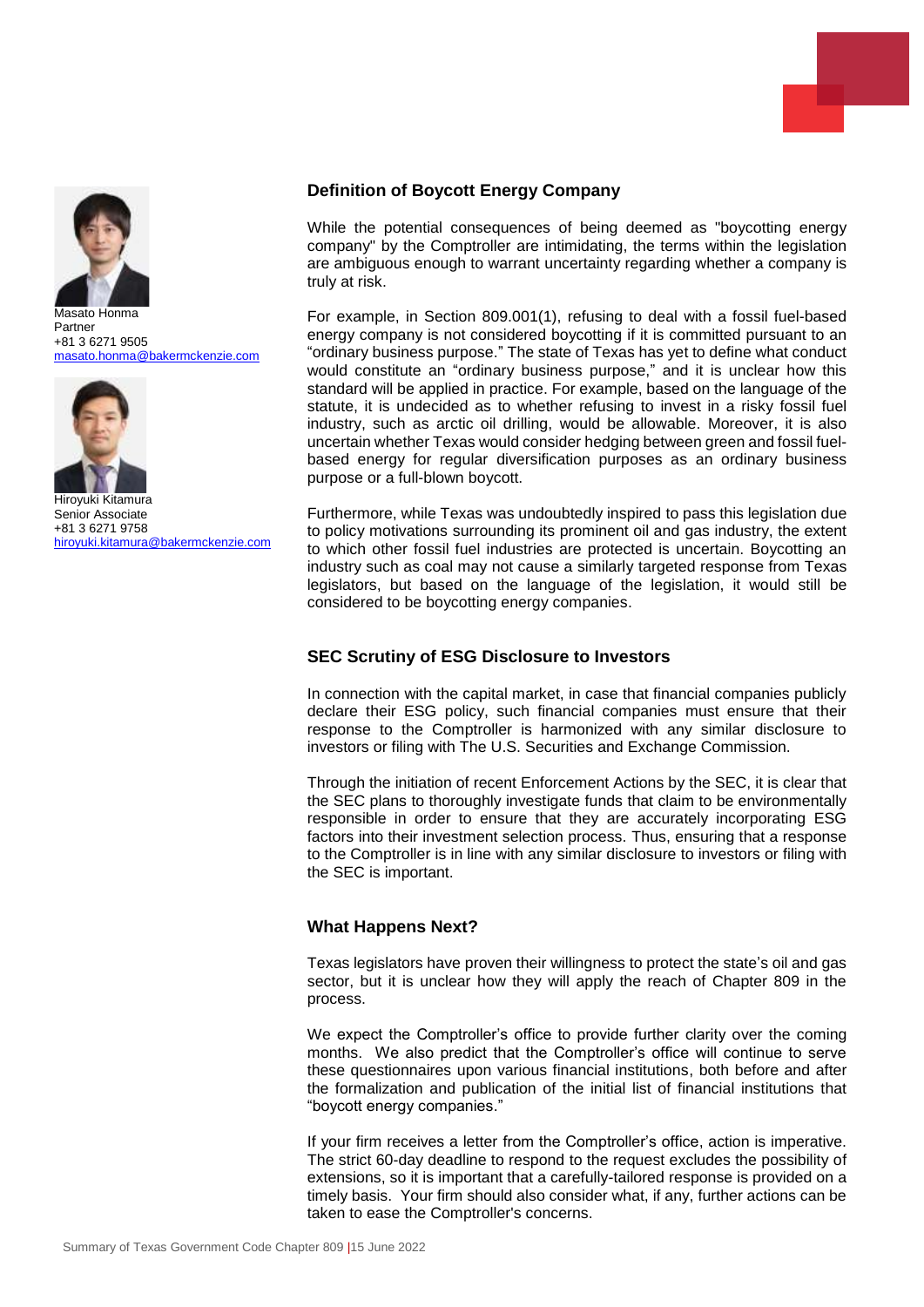Masato Honma
Partner
+81 3 6271 9505
masato.honma@bakermckenzie.com

Hiroyuki Kitamura
Senior Associate
+81 3 6271 9758
hiroyuki.kitamura@bakermckenzie.com

## Definition of Boycott Energy Company

While the potential consequences of being deemed as "boycotting energy company" by the Comptroller are intimidating, the terms within the legislation are ambiguous enough to warrant uncertainty regarding whether a company is truly at risk.

For example, in Section 809.001(1), refusing to deal with a fossil fuel-based energy company is not considered boycotting if it is committed pursuant to an "ordinary business purpose." The state of Texas has yet to define what conduct would constitute an "ordinary business purpose," and it is unclear how this standard will be applied in practice. For example, based on the language of the statute, it is undecided as to whether refusing to invest in a risky fossil fuel industry, such as arctic oil drilling, would be allowable. Moreover, it is also uncertain whether Texas would consider hedging between green and fossil fuel-based energy for regular diversification purposes as an ordinary business purpose or a full-blown boycott.

Furthermore, while Texas was undoubtedly inspired to pass this legislation due to policy motivations surrounding its prominent oil and gas industry, the extent to which other fossil fuel industries are protected is uncertain. Boycotting an industry such as coal may not cause a similarly targeted response from Texas legislators, but based on the language of the legislation, it would still be considered to be boycotting energy companies.

## SEC Scrutiny of ESG Disclosure to Investors

In connection with the capital market, in case that financial companies publicly declare their ESG policy, such financial companies must ensure that their response to the Comptroller is harmonized with any similar disclosure to investors or filing with The U.S. Securities and Exchange Commission.

Through the initiation of recent Enforcement Actions by the SEC, it is clear that the SEC plans to thoroughly investigate funds that claim to be environmentally responsible in order to ensure that they are accurately incorporating ESG factors into their investment selection process. Thus, ensuring that a response to the Comptroller is in line with any similar disclosure to investors or filing with the SEC is important.

## What Happens Next?

Texas legislators have proven their willingness to protect the state's oil and gas sector, but it is unclear how they will apply the reach of Chapter 809 in the process.

We expect the Comptroller's office to provide further clarity over the coming months. We also predict that the Comptroller's office will continue to serve these questionnaires upon various financial institutions, both before and after the formalization and publication of the initial list of financial institutions that "boycott energy companies."

If your firm receives a letter from the Comptroller's office, action is imperative. The strict 60-day deadline to respond to the request excludes the possibility of extensions, so it is important that a carefully-tailored response is provided on a timely basis. Your firm should also consider what, if any, further actions can be taken to ease the Comptroller's concerns.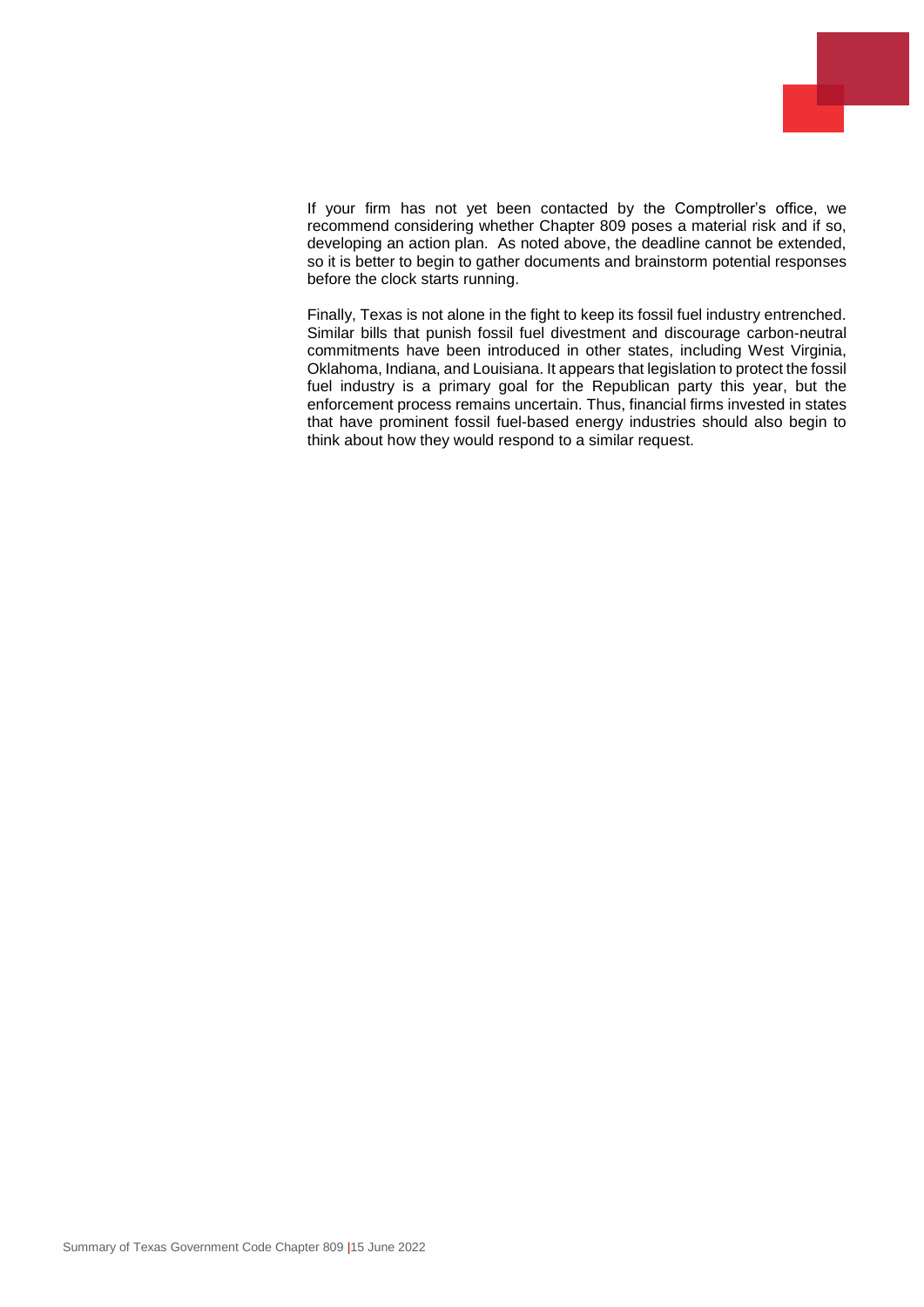If your firm has not yet been contacted by the Comptroller's office, we recommend considering whether Chapter 809 poses a material risk and if so, developing an action plan. As noted above, the deadline cannot be extended, so it is better to begin to gather documents and brainstorm potential responses before the clock starts running.

Finally, Texas is not alone in the fight to keep its fossil fuel industry entrenched. Similar bills that punish fossil fuel divestment and discourage carbon-neutral commitments have been introduced in other states, including West Virginia, Oklahoma, Indiana, and Louisiana. It appears that legislation to protect the fossil fuel industry is a primary goal for the Republican party this year, but the enforcement process remains uncertain. Thus, financial firms invested in states that have prominent fossil fuel-based energy industries should also begin to think about how they would respond to a similar request.